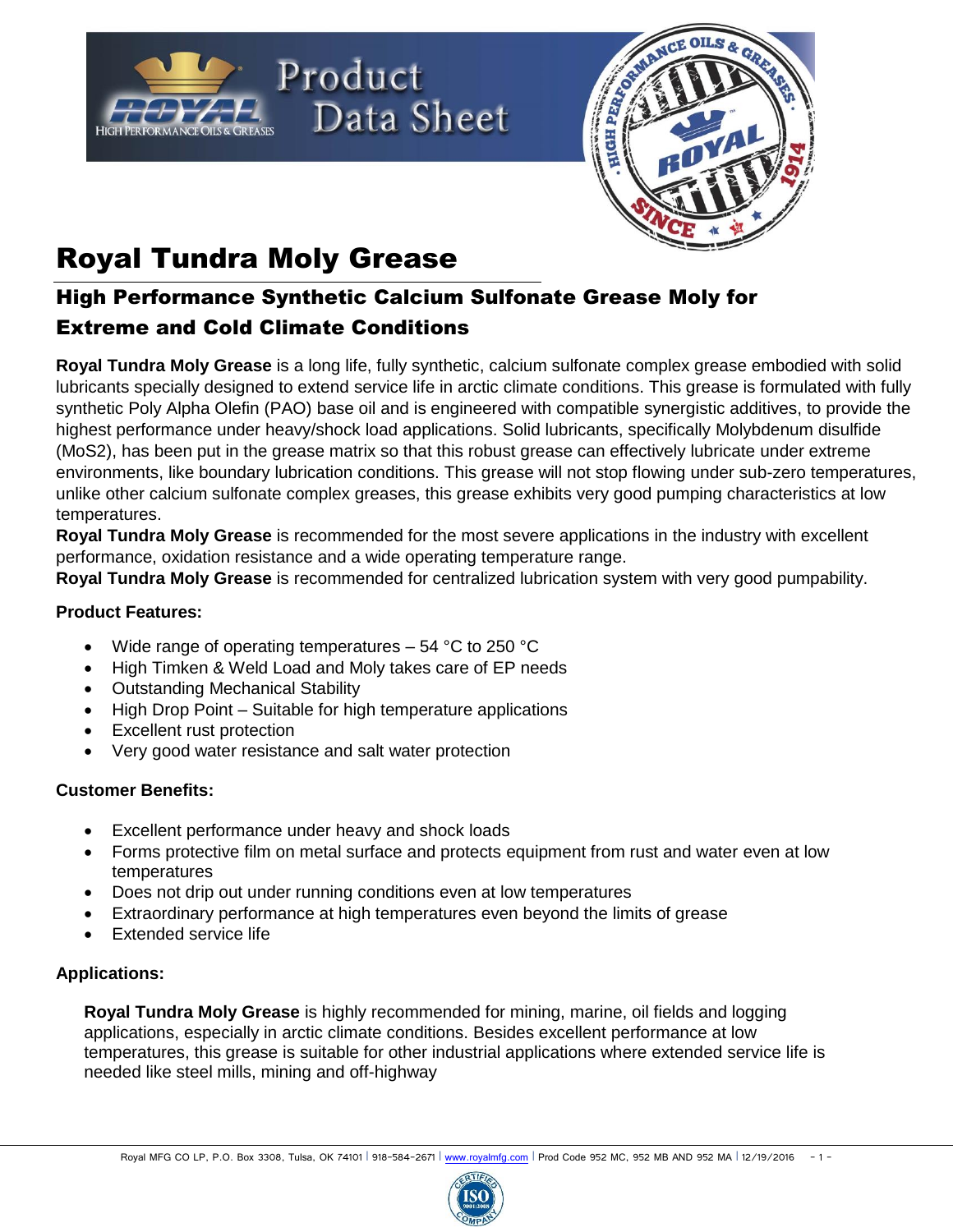# Royal Tundra Moly Grease

## High Performance Synthetic Calcium Sulfonate Grease Moly for Extreme and Cold Climate Conditions

**Royal Tundra Moly Grease** is a long life, fully synthetic, calcium sulfonate complex grease embodied with solid lubricants specially designed to extend service life in arctic climate conditions. This grease is formulated with fully synthetic Poly Alpha Olefin (PAO) base oil and is engineered with compatible synergistic additives, to provide the highest performance under heavy/shock load applications. Solid lubricants, specifically Molybdenum disulfide ($MoS_2$), has been put in the grease matrix so that this robust grease can effectively lubricate under extreme environments, like boundary lubrication conditions. This grease will not stop flowing under sub-zero temperatures, unlike other calcium sulfonate complex greases, this grease exhibits very good pumping characteristics at low temperatures.

**Royal Tundra Moly Grease** is recommended for the most severe applications in the industry with excellent performance, oxidation resistance and a wide operating temperature range.

**Royal Tundra Moly Grease** is recommended for centralized lubrication system with very good pumpability.

**Product Features:**

- Wide range of operating temperatures – 54 °C to 250 °C
- High Timken & Weld Load and Moly takes care of EP needs
- Outstanding Mechanical Stability
- High Drop Point – Suitable for high temperature applications
- Excellent rust protection
- Very good water resistance and salt water protection

**Customer Benefits:**

- Excellent performance under heavy and shock loads
- Forms protective film on metal surface and protects equipment from rust and water even at low temperatures
- Does not drip out under running conditions even at low temperatures
- Extraordinary performance at high temperatures even beyond the limits of grease
- Extended service life

**Applications:**

**Royal Tundra Moly Grease** is highly recommended for mining, marine, oil fields and logging applications, especially in arctic climate conditions. Besides excellent performance at low temperatures, this grease is suitable for other industrial applications where extended service life is needed like steel mills, mining and off-highway

Royal MFG CO LP, P.O. Box 3308, Tulsa, OK 74101 | 918-584-2671 | www.royalmfg.com | Prod Code 952 MC, 952 MB AND 952 MA | 12/19/2016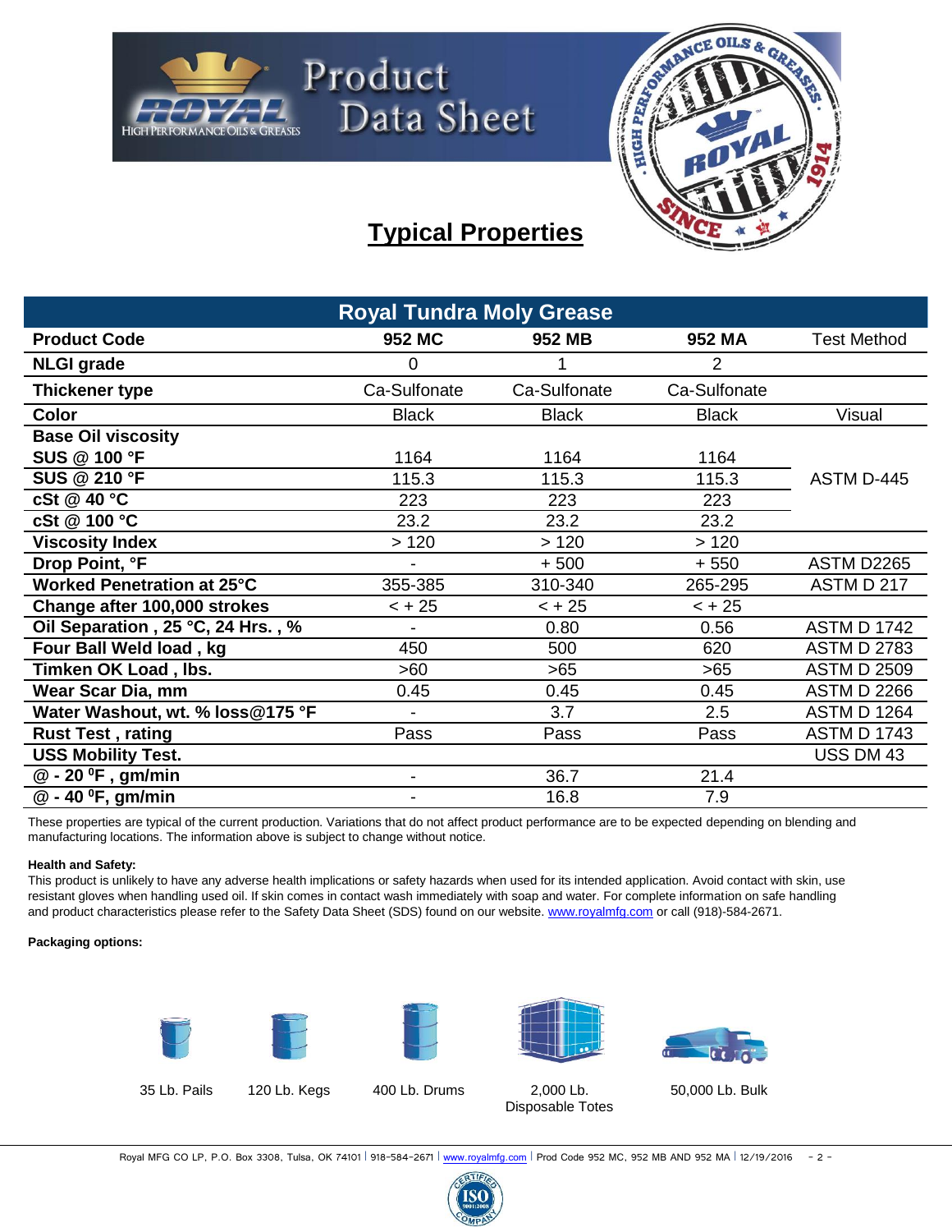## Product Data Sheet

# Typical Properties

| Royal Tundra Moly Grease | | | | |
|---|---|---|---|---|
| **Product Code** | **952 MC** | **952 MB** | **952 MA** | Test Method |
| **NLGI grade** | 0 | 1 | 2 | |
| **Thickener type** | Ca-Sulfonate | Ca-Sulfonate | Ca-Sulfonate | |
| **Color** | Black | Black | Black | Visual |
| **Base Oil viscosity** | | | | |
| **SUS @ 100 °F** | 1164 | 1164 | 1164 | ASTM D-445 |
| **SUS @ 210 °F** | 115.3 | 115.3 | 115.3 | ASTM D-445 |
| **cSt @ 40 °C** | 223 | 223 | 223 | ASTM D-445 |
| **cSt @ 100 °C** | 23.2 | 23.2 | 23.2 | ASTM D-445 |
| **Viscosity Index** | > 120 | > 120 | > 120 | |
| **Drop Point, °F** | - | + 500 | + 550 | ASTM D2265 |
| **Worked Penetration at 25°C** | 355-385 | 310-340 | 265-295 | ASTM D 217 |
| **Change after 100,000 strokes** | < + 25 | < + 25 | < + 25 | |
| **Oil Separation , 25 °C, 24 Hrs. , %** | - | 0.80 | 0.56 | ASTM D 1742 |
| **Four Ball Weld load , kg** | 450 | 500 | 620 | ASTM D 2783 |
| **Timken OK Load , lbs.** | >60 | >65 | >65 | ASTM D 2509 |
| **Wear Scar Dia, mm** | 0.45 | 0.45 | 0.45 | ASTM D 2266 |
| **Water Washout, wt. % loss@175 °F** | - | 3.7 | 2.5 | ASTM D 1264 |
| **Rust Test , rating** | Pass | Pass | Pass | ASTM D 1743 |
| **USS Mobility Test.** | | | | USS DM 43 |
| **@ - 20 $^0$F , gm/min** | - | 36.7 | 21.4 | |
| **@ - 40 $^0$F, gm/min** | - | 16.8 | 7.9 | |

These properties are typical of the current production. Variations that do not affect product performance are to be expected depending on blending and manufacturing locations. The information above is subject to change without notice.

**Health and Safety:**

This product is unlikely to have any adverse health implications or safety hazards when used for its intended application. Avoid contact with skin, use resistant gloves when handling used oil. If skin comes in contact wash immediately with soap and water. For complete information on safe handling and product characteristics please refer to the Safety Data Sheet (SDS) found on our website. www.royalmfg.com or call (918)-584-2671.

**Packaging options:**

35 Lb. Pails

120 Lb. Kegs

400 Lb. Drums

2,000 Lb. Disposable Totes

50,000 Lb. Bulk

Royal MFG CO LP, P.O. Box 3308, Tulsa, OK 74101 | 918-584-2671 | www.royalmfg.com | Prod Code 952 MC, 952 MB AND 952 MA | 12/19/2016